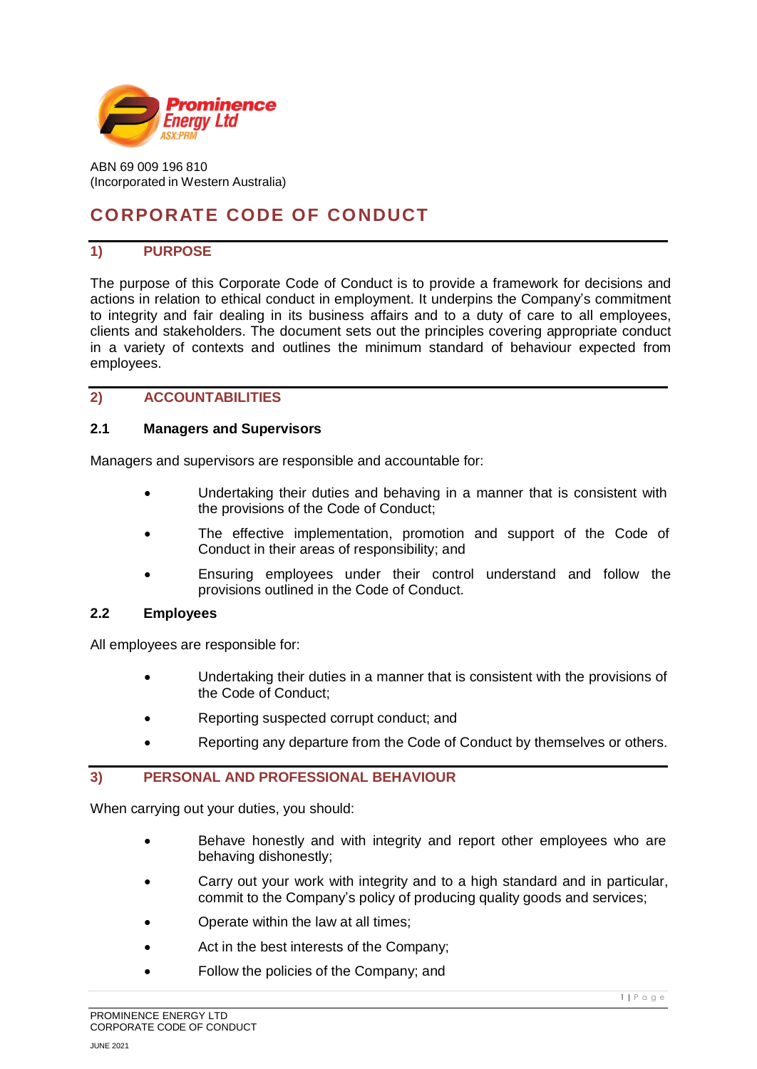ABN 69 009 196 810
(Incorporated in Western Australia)

# CORPORATE CODE OF CONDUCT

## 1) PURPOSE

The purpose of this Corporate Code of Conduct is to provide a framework for decisions and actions in relation to ethical conduct in employment. It underpins the Company's commitment to integrity and fair dealing in its business affairs and to a duty of care to all employees, clients and stakeholders. The document sets out the principles covering appropriate conduct in a variety of contexts and outlines the minimum standard of behaviour expected from employees.

## 2) ACCOUNTABILITIES

### 2.1 Managers and Supervisors

Managers and supervisors are responsible and accountable for:

- Undertaking their duties and behaving in a manner that is consistent with the provisions of the Code of Conduct;
- The effective implementation, promotion and support of the Code of Conduct in their areas of responsibility; and
- Ensuring employees under their control understand and follow the provisions outlined in the Code of Conduct.

### 2.2 Employees

All employees are responsible for:

- Undertaking their duties in a manner that is consistent with the provisions of the Code of Conduct;
- Reporting suspected corrupt conduct; and
- Reporting any departure from the Code of Conduct by themselves or others.

## 3) PERSONAL AND PROFESSIONAL BEHAVIOUR

When carrying out your duties, you should:

- Behave honestly and with integrity and report other employees who are behaving dishonestly;
- Carry out your work with integrity and to a high standard and in particular, commit to the Company's policy of producing quality goods and services;
- Operate within the law at all times;
- Act in the best interests of the Company;
- Follow the policies of the Company; and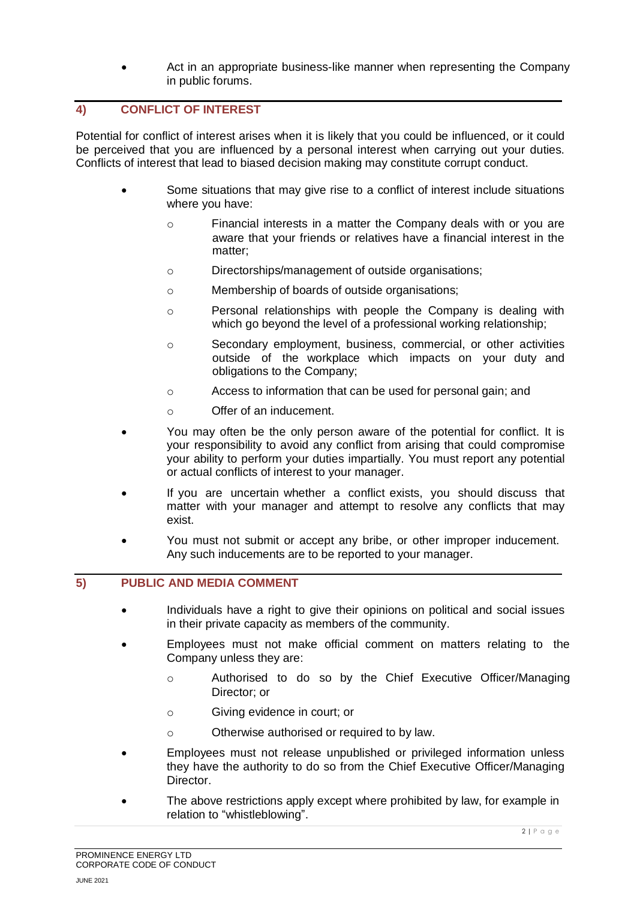- Act in an appropriate business-like manner when representing the Company in public forums.

## 4) CONFLICT OF INTEREST

Potential for conflict of interest arises when it is likely that you could be influenced, or it could be perceived that you are influenced by a personal interest when carrying out your duties. Conflicts of interest that lead to biased decision making may constitute corrupt conduct.

- Some situations that may give rise to a conflict of interest include situations where you have:
  - Financial interests in a matter the Company deals with or you are aware that your friends or relatives have a financial interest in the matter;
  - Directorships/management of outside organisations;
  - Membership of boards of outside organisations;
  - Personal relationships with people the Company is dealing with which go beyond the level of a professional working relationship;
  - Secondary employment, business, commercial, or other activities outside of the workplace which impacts on your duty and obligations to the Company;
  - Access to information that can be used for personal gain; and
  - Offer of an inducement.
- You may often be the only person aware of the potential for conflict. It is your responsibility to avoid any conflict from arising that could compromise your ability to perform your duties impartially. You must report any potential or actual conflicts of interest to your manager.
- If you are uncertain whether a conflict exists, you should discuss that matter with your manager and attempt to resolve any conflicts that may exist.
- You must not submit or accept any bribe, or other improper inducement. Any such inducements are to be reported to your manager.

## 5) PUBLIC AND MEDIA COMMENT

- Individuals have a right to give their opinions on political and social issues in their private capacity as members of the community.
- Employees must not make official comment on matters relating to the Company unless they are:
  - Authorised to do so by the Chief Executive Officer/Managing Director; or
  - Giving evidence in court; or
  - Otherwise authorised or required to by law.
- Employees must not release unpublished or privileged information unless they have the authority to do so from the Chief Executive Officer/Managing Director.
- The above restrictions apply except where prohibited by law, for example in relation to "whistleblowing".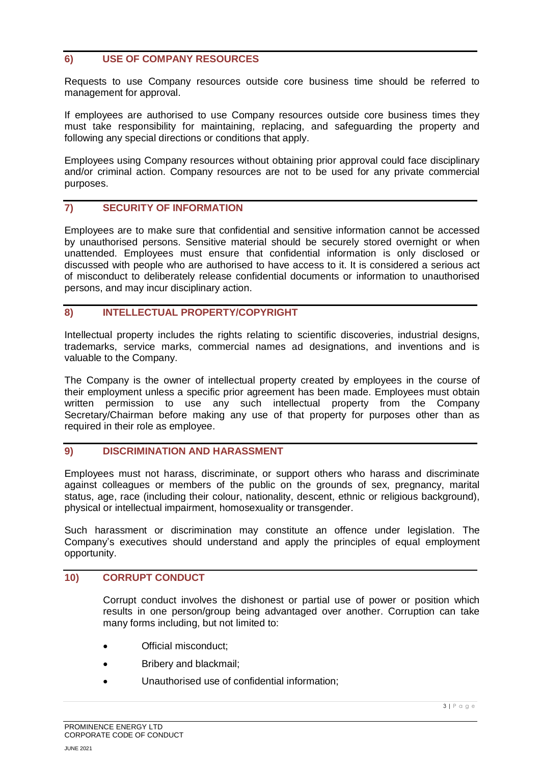## 6) USE OF COMPANY RESOURCES

Requests to use Company resources outside core business time should be referred to management for approval.

If employees are authorised to use Company resources outside core business times they must take responsibility for maintaining, replacing, and safeguarding the property and following any special directions or conditions that apply.

Employees using Company resources without obtaining prior approval could face disciplinary and/or criminal action. Company resources are not to be used for any private commercial purposes.

## 7) SECURITY OF INFORMATION

Employees are to make sure that confidential and sensitive information cannot be accessed by unauthorised persons. Sensitive material should be securely stored overnight or when unattended. Employees must ensure that confidential information is only disclosed or discussed with people who are authorised to have access to it. It is considered a serious act of misconduct to deliberately release confidential documents or information to unauthorised persons, and may incur disciplinary action.

## 8) INTELLECTUAL PROPERTY/COPYRIGHT

Intellectual property includes the rights relating to scientific discoveries, industrial designs, trademarks, service marks, commercial names ad designations, and inventions and is valuable to the Company.

The Company is the owner of intellectual property created by employees in the course of their employment unless a specific prior agreement has been made. Employees must obtain written permission to use any such intellectual property from the Company Secretary/Chairman before making any use of that property for purposes other than as required in their role as employee.

## 9) DISCRIMINATION AND HARASSMENT

Employees must not harass, discriminate, or support others who harass and discriminate against colleagues or members of the public on the grounds of sex, pregnancy, marital status, age, race (including their colour, nationality, descent, ethnic or religious background), physical or intellectual impairment, homosexuality or transgender.

Such harassment or discrimination may constitute an offence under legislation. The Company's executives should understand and apply the principles of equal employment opportunity.

## 10) CORRUPT CONDUCT

Corrupt conduct involves the dishonest or partial use of power or position which results in one person/group being advantaged over another. Corruption can take many forms including, but not limited to:

- Official misconduct;
- Bribery and blackmail;
- Unauthorised use of confidential information;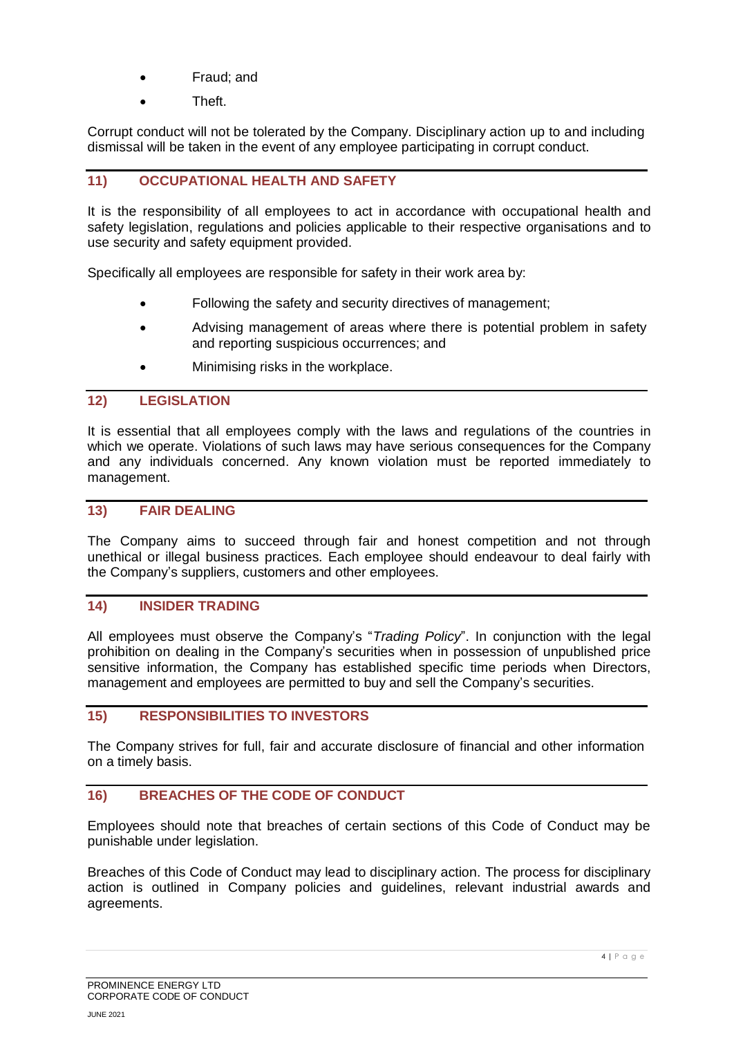- Fraud; and
- Theft.

Corrupt conduct will not be tolerated by the Company. Disciplinary action up to and including dismissal will be taken in the event of any employee participating in corrupt conduct.

## 11) OCCUPATIONAL HEALTH AND SAFETY

It is the responsibility of all employees to act in accordance with occupational health and safety legislation, regulations and policies applicable to their respective organisations and to use security and safety equipment provided.

Specifically all employees are responsible for safety in their work area by:

- Following the safety and security directives of management;
- Advising management of areas where there is potential problem in safety and reporting suspicious occurrences; and
- Minimising risks in the workplace.

## 12) LEGISLATION

It is essential that all employees comply with the laws and regulations of the countries in which we operate. Violations of such laws may have serious consequences for the Company and any individuals concerned. Any known violation must be reported immediately to management.

## 13) FAIR DEALING

The Company aims to succeed through fair and honest competition and not through unethical or illegal business practices. Each employee should endeavour to deal fairly with the Company's suppliers, customers and other employees.

## 14) INSIDER TRADING

All employees must observe the Company's "*Trading Policy*". In conjunction with the legal prohibition on dealing in the Company's securities when in possession of unpublished price sensitive information, the Company has established specific time periods when Directors, management and employees are permitted to buy and sell the Company's securities.

## 15) RESPONSIBILITIES TO INVESTORS

The Company strives for full, fair and accurate disclosure of financial and other information on a timely basis.

## 16) BREACHES OF THE CODE OF CONDUCT

Employees should note that breaches of certain sections of this Code of Conduct may be punishable under legislation.

Breaches of this Code of Conduct may lead to disciplinary action. The process for disciplinary action is outlined in Company policies and guidelines, relevant industrial awards and agreements.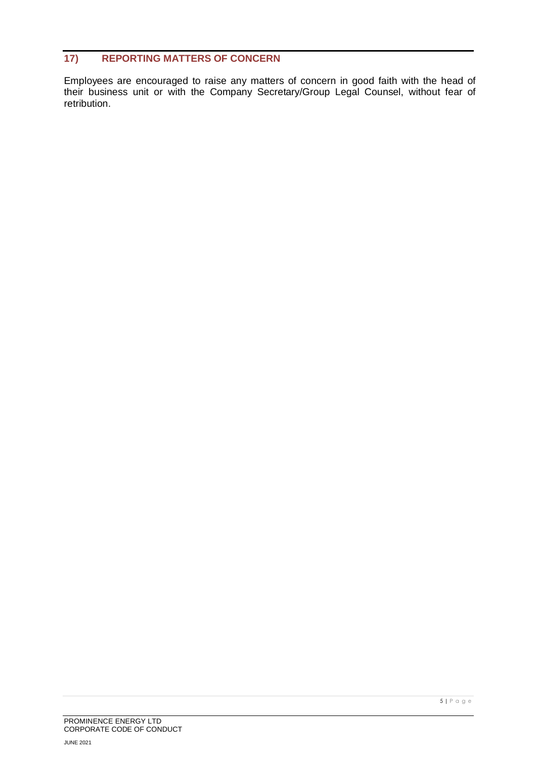## 17) REPORTING MATTERS OF CONCERN

Employees are encouraged to raise any matters of concern in good faith with the head of their business unit or with the Company Secretary/Group Legal Counsel, without fear of retribution.